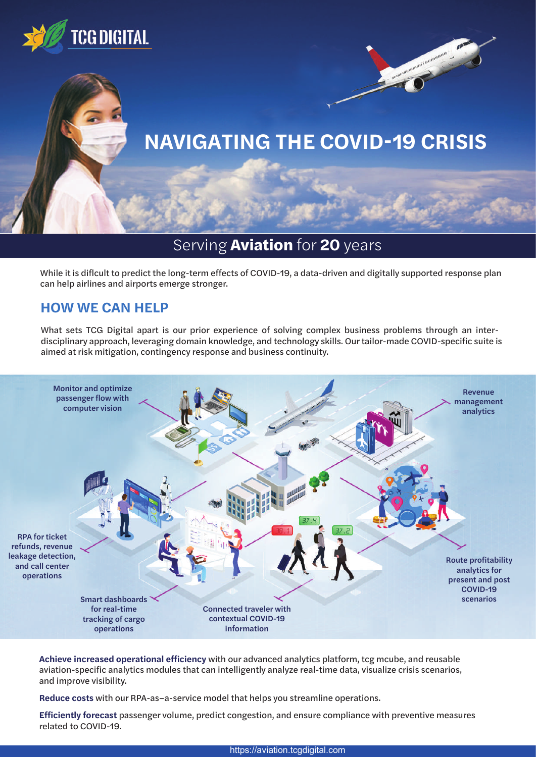# NAVIGATING THE COVID-19 CRISIS

Serving **Aviation** for **20** years

While it is difficult to predict the long-term effects of COVID-19, a data-driven and digitally supported response plan can help airlines and airports emerge stronger.

## HOW WE CAN HELP

What sets TCG Digital apart is our prior experience of solving complex business problems through an inter-disciplinary approach, leveraging domain knowledge, and technology skills. Our tailor-made COVID-specific suite is aimed at risk mitigation, contingency response and business continuity.

Monitor and optimize passenger flow with computer vision

Revenue management analytics

RPA for ticket refunds, revenue leakage detection, and call center operations

Route profitability analytics for present and post COVID-19 scenarios

Smart dashboards for real-time tracking of cargo operations

Connected traveler with contextual COVID-19 information

**Achieve increased operational efficiency** with our advanced analytics platform, tcg mcube, and reusable aviation-specific analytics modules that can intelligently analyze real-time data, visualize crisis scenarios, and improve visibility.

**Reduce costs** with our RPA-as–a-service model that helps you streamline operations.

**Efficiently forecast** passenger volume, predict congestion, and ensure compliance with preventive measures related to COVID-19.

https://aviation.tcgdigital.com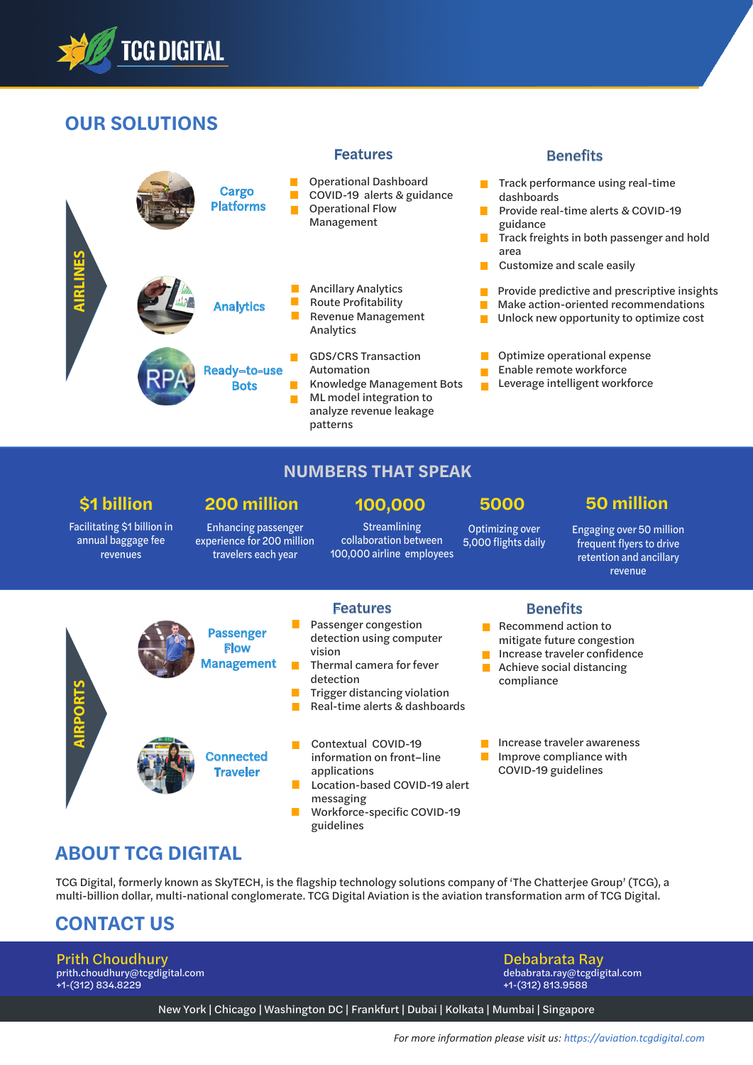TCG DIGITAL

## OUR SOLUTIONS

### AIRLINES

| | Features | Benefits |
|---|---|---|
| **Cargo Platforms** | Operational Dashboard<br>COVID-19 alerts & guidance<br>Operational Flow Management | Track performance using real-time dashboards<br>Provide real-time alerts & COVID-19 guidance<br>Track freights in both passenger and hold area<br>Customize and scale easily |
| **Analytics** | Ancillary Analytics<br>Route Profitability<br>Revenue Management Analytics | Provide predictive and prescriptive insights<br>Make action-oriented recommendations<br>Unlock new opportunity to optimize cost |
| **Ready-to-use Bots** | GDS/CRS Transaction Automation<br>Knowledge Management Bots<br>ML model integration to analyze revenue leakage patterns | Optimize operational expense<br>Enable remote workforce<br>Leverage intelligent workforce |

## NUMBERS THAT SPEAK

**$1 billion**
Facilitating $1 billion in annual baggage fee revenues

**200 million**
Enhancing passenger experience for 200 million travelers each year

**100,000**
Streamlining collaboration between 100,000 airline employees

**5000**
Optimizing over 5,000 flights daily

**50 million**
Engaging over 50 million frequent flyers to drive retention and ancillary revenue

### AIRPORTS

| | Features | Benefits |
|---|---|---|
| **Passenger Flow Management** | Passenger congestion detection using computer vision<br>Thermal camera for fever detection<br>Trigger distancing violation<br>Real-time alerts & dashboards | Recommend action to mitigate future congestion<br>Increase traveler confidence<br>Achieve social distancing compliance |
| **Connected Traveler** | Contextual COVID-19 information on front–line applications<br>Location-based COVID-19 alert messaging<br>Workforce-specific COVID-19 guidelines | Increase traveler awareness<br>Improve compliance with COVID-19 guidelines |

## ABOUT TCG DIGITAL

TCG Digital, formerly known as SkyTECH, is the flagship technology solutions company of 'The Chatterjee Group' (TCG), a multi-billion dollar, multi-national conglomerate. TCG Digital Aviation is the aviation transformation arm of TCG Digital.

## CONTACT US

**Prith Choudhury**
prith.choudhury@tcgdigital.com
+1-(312) 834.8229

**Debabrata Ray**
debabrata.ray@tcgdigital.com
+1-(312) 813.9588

New York | Chicago | Washington DC | Frankfurt | Dubai | Kolkata | Mumbai | Singapore

*For more information please visit us: https://aviation.tcgdigital.com*